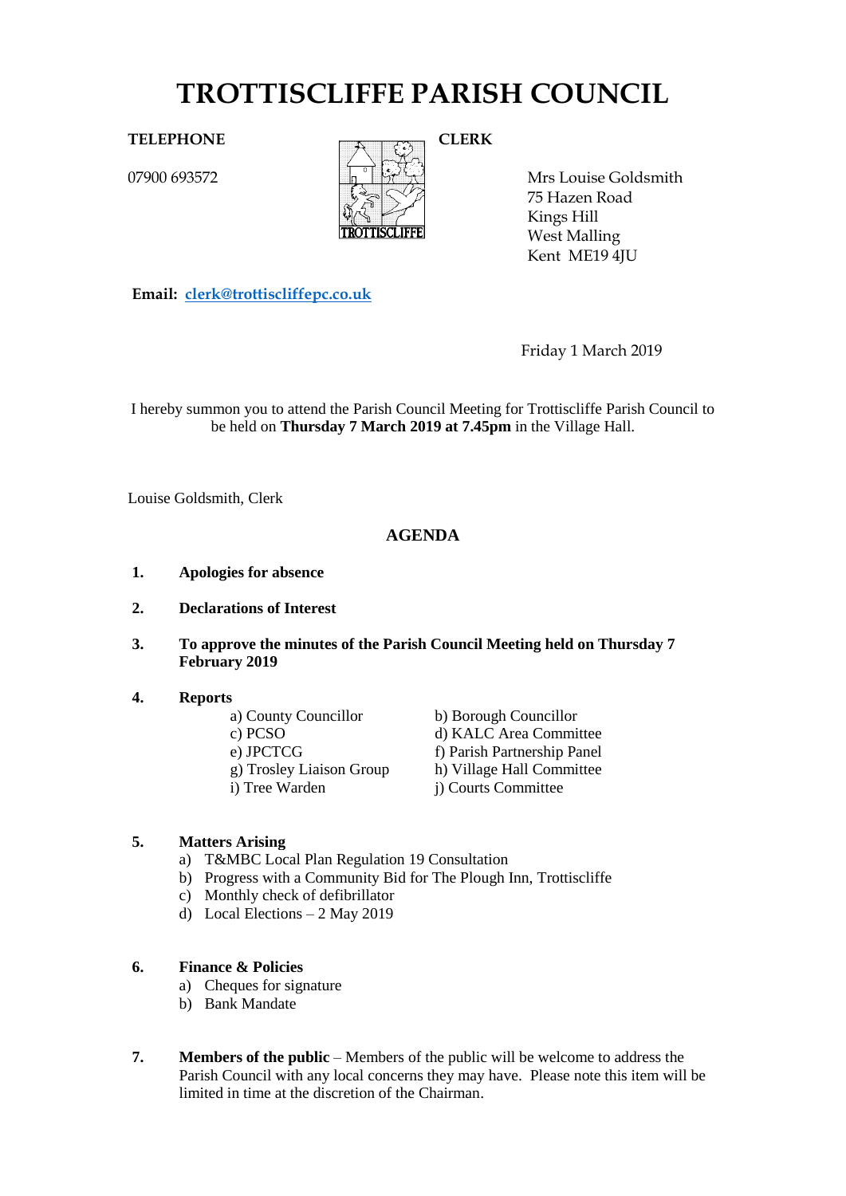# TROTTISCLIFFE PARISH COUNCIL

**TELEPHONE**

07900 693572

**CLERK**

Mrs Louise Goldsmith
75 Hazen Road
Kings Hill
West Malling
Kent ME19 4JU

**Email:** clerk@trottiscliffepc.co.uk

Friday 1 March 2019

I hereby summon you to attend the Parish Council Meeting for Trottiscliffe Parish Council to be held on **Thursday 7 March 2019 at 7.45pm** in the Village Hall.

Louise Goldsmith, Clerk

## AGENDA

1. **Apologies for absence**

2. **Declarations of Interest**

3. **To approve the minutes of the Parish Council Meeting held on Thursday 7 February 2019**

4. **Reports**
   - a) County Councillor
   - b) Borough Councillor
   - c) PCSO
   - d) KALC Area Committee
   - e) JPCTCG
   - f) Parish Partnership Panel
   - g) Trosley Liaison Group
   - h) Village Hall Committee
   - i) Tree Warden
   - j) Courts Committee

5. **Matters Arising**
   - a) T&MBC Local Plan Regulation 19 Consultation
   - b) Progress with a Community Bid for The Plough Inn, Trottiscliffe
   - c) Monthly check of defibrillator
   - d) Local Elections – 2 May 2019

6. **Finance & Policies**
   - a) Cheques for signature
   - b) Bank Mandate

7. **Members of the public** – Members of the public will be welcome to address the Parish Council with any local concerns they may have. Please note this item will be limited in time at the discretion of the Chairman.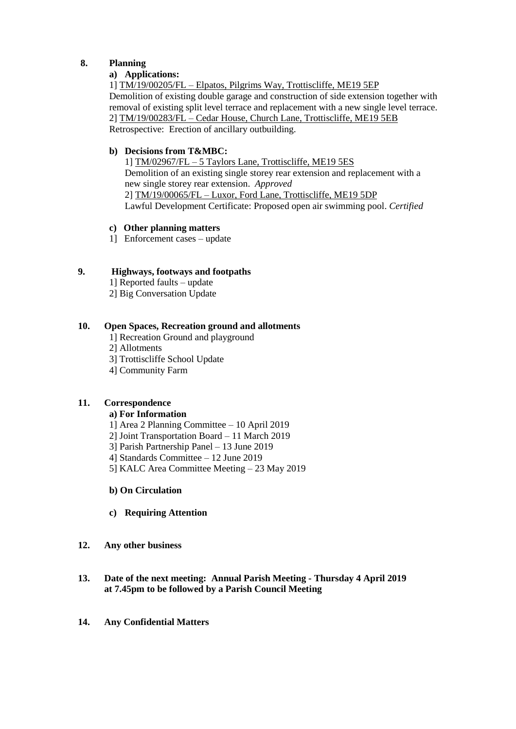## 8. Planning

### a) Applications:

1] TM/19/00205/FL – Elpatos, Pilgrims Way, Trottiscliffe, ME19 5EP
Demolition of existing double garage and construction of side extension together with removal of existing split level terrace and replacement with a new single level terrace.
2] TM/19/00283/FL – Cedar House, Church Lane, Trottiscliffe, ME19 5EB
Retrospective: Erection of ancillary outbuilding.

### b) Decisions from T&MBC:

1] TM/02967/FL – 5 Taylors Lane, Trottiscliffe, ME19 5ES
Demolition of an existing single storey rear extension and replacement with a new single storey rear extension. *Approved*
2] TM/19/00065/FL – Luxor, Ford Lane, Trottiscliffe, ME19 5DP
Lawful Development Certificate: Proposed open air swimming pool. *Certified*

### c) Other planning matters

1] Enforcement cases – update

## 9. Highways, footways and footpaths

1] Reported faults – update
2] Big Conversation Update

## 10. Open Spaces, Recreation ground and allotments

1] Recreation Ground and playground
2] Allotments
3] Trottiscliffe School Update
4] Community Farm

## 11. Correspondence

### a) For Information

1] Area 2 Planning Committee – 10 April 2019
2] Joint Transportation Board – 11 March 2019
3] Parish Partnership Panel – 13 June 2019
4] Standards Committee – 12 June 2019
5] KALC Area Committee Meeting – 23 May 2019

### b) On Circulation

### c) Requiring Attention

## 12. Any other business

## 13. Date of the next meeting: Annual Parish Meeting - Thursday 4 April 2019 at 7.45pm to be followed by a Parish Council Meeting

## 14. Any Confidential Matters